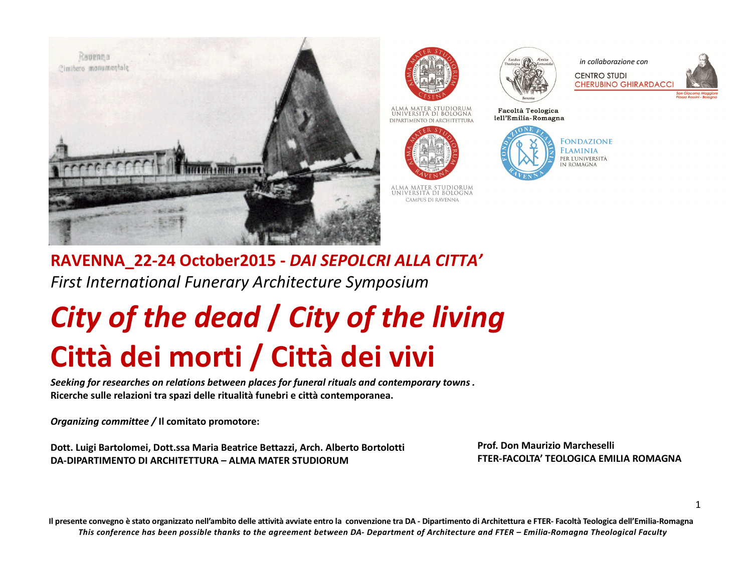ALMA MATER STUDIORUM UNIVERSITÀ DI BOLOGNA DIPARTIMENTO DI ARCHITETTURA

Facoltà Teologica dell'Emilia-Romagna

*in collaborazione con*

CENTRO STUDI CHERUBINO GHIRARDACCI

San Giacomo Maggiore Piazza Rossini - Bologna

ALMA MATER STUDIORUM UNIVERSITÀ DI BOLOGNA CAMPUS DI RAVENNA

FONDAZIONE FLAMINIA PER L'UNIVERSITÀ IN ROMAGNA

**RAVENNA_22-24 October2015 - *DAI SEPOLCRI ALLA CITTA'***

*First International Funerary Architecture Symposium*

# *City of the dead / City of the living*

# Città dei morti / Città dei vivi

***Seeking for researches on relations between places for funeral rituals and contemporary towns .***

**Ricerche sulle relazioni tra spazi delle ritualità funebri e città contemporanea.**

***Organizing committee /* Il comitato promotore:**

**Dott. Luigi Bartolomei, Dott.ssa Maria Beatrice Bettazzi, Arch. Alberto Bortolotti**
**DA-DIPARTIMENTO DI ARCHITETTURA – ALMA MATER STUDIORUM**

**Prof. Don Maurizio Marcheselli**
**FTER-FACOLTA' TEOLOGICA EMILIA ROMAGNA**

**Il presente convegno è stato organizzato nell'ambito delle attività avviate entro la convenzione tra DA - Dipartimento di Architettura e FTER- Facoltà Teologica dell'Emilia-Romagna**

***This conference has been possible thanks to the agreement between DA- Department of Architecture and FTER – Emilia-Romagna Theological Faculty***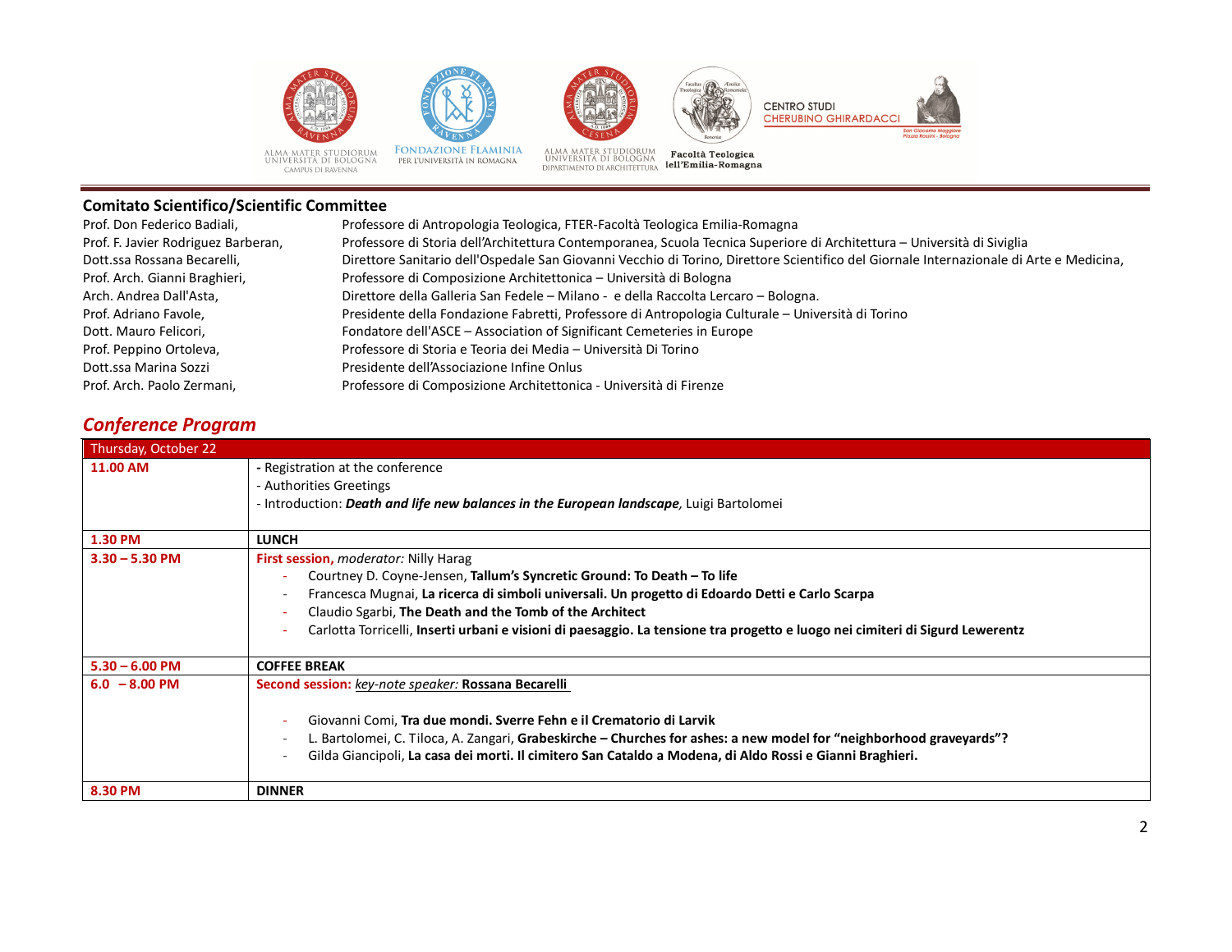## Comitato Scientifico/Scientific Committee

| | |
|---|---|
| Prof. Don Federico Badiali, | Professore di Antropologia Teologica, FTER-Facoltà Teologica Emilia-Romagna |
| Prof. F. Javier Rodriguez Barberan, | Professore di Storia dell'Architettura Contemporanea, Scuola Tecnica Superiore di Architettura – Università di Siviglia |
| Dott.ssa Rossana Becarelli, | Direttore Sanitario dell'Ospedale San Giovanni Vecchio di Torino, Direttore Scientifico del Giornale Internazionale di Arte e Medicina, |
| Prof. Arch. Gianni Braghieri, | Professore di Composizione Architettonica – Università di Bologna |
| Arch. Andrea Dall'Asta, | Direttore della Galleria San Fedele – Milano - e della Raccolta Lercaro – Bologna. |
| Prof. Adriano Favole, | Presidente della Fondazione Fabretti, Professore di Antropologia Culturale – Università di Torino |
| Dott. Mauro Felicori, | Fondatore dell'ASCE – Association of Significant Cemeteries in Europe |
| Prof. Peppino Ortoleva, | Professore di Storia e Teoria dei Media – Università Di Torino |
| Dott.ssa Marina Sozzi | Presidente dell'Associazione Infine Onlus |
| Prof. Arch. Paolo Zermani, | Professore di Composizione Architettonica - Università di Firenze |

## *Conference Program*

| Thursday, October 22 | |
|---|---|
| **11.00 AM** | **-** Registration at the conference<br>- Authorities Greetings<br>- Introduction: ***Death and life new balances in the European landscape***, Luigi Bartolomei |
| **1.30 PM** | **LUNCH** |
| **3.30 – 5.30 PM** | **First session,** *moderator:* Nilly Harag<br>- Courtney D. Coyne-Jensen, **Tallum's Syncretic Ground: To Death – To life**<br>- Francesca Mugnai, **La ricerca di simboli universali. Un progetto di Edoardo Detti e Carlo Scarpa**<br>- Claudio Sgarbi, **The Death and the Tomb of the Architect**<br>- Carlotta Torricelli, **Inserti urbani e visioni di paesaggio. La tensione tra progetto e luogo nei cimiteri di Sigurd Lewerentz** |
| **5.30 – 6.00 PM** | **COFFEE BREAK** |
| **6.0 – 8.00 PM** | **Second session:** *key-note speaker:* **Rossana Becarelli**<br>- Giovanni Comi, **Tra due mondi. Sverre Fehn e il Crematorio di Larvik**<br>- L. Bartolomei, C. Tiloca, A. Zangari, **Grabeskirche – Churches for ashes: a new model for "neighborhood graveyards"?**<br>- Gilda Giancipoli, **La casa dei morti. Il cimitero San Cataldo a Modena, di Aldo Rossi e Gianni Braghieri.** |
| **8.30 PM** | **DINNER** |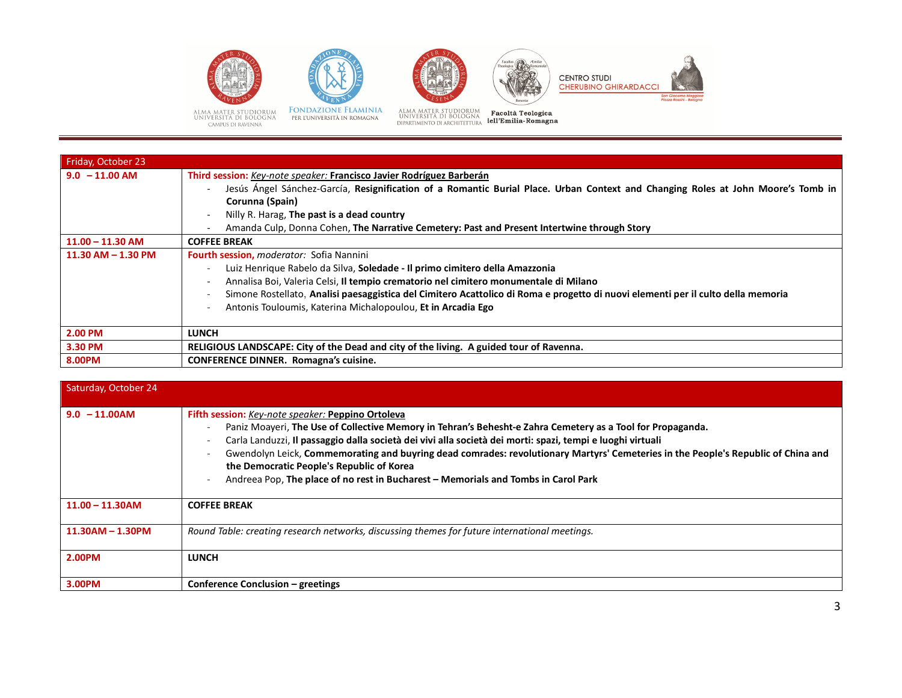| Friday, October 23 | |
|---|---|
| **9.0 – 11.00 AM** | **Third session:** *Key-note speaker:* **Francisco Javier Rodríguez Barberán**<br>- Jesús Ángel Sánchez-García, **Resignification of a Romantic Burial Place. Urban Context and Changing Roles at John Moore's Tomb in Corunna (Spain)**<br>- Nilly R. Harag, **The past is a dead country**<br>- Amanda Culp, Donna Cohen, **The Narrative Cemetery: Past and Present Intertwine through Story** |
| **11.00 – 11.30 AM** | **COFFEE BREAK** |
| **11.30 AM – 1.30 PM** | **Fourth session,** *moderator:* Sofia Nannini<br>- Luiz Henrique Rabelo da Silva, **Soledade - Il primo cimitero della Amazzonia**<br>- Annalisa Boi, Valeria Celsi, **Il tempio crematorio nel cimitero monumentale di Milano**<br>- Simone Rostellato, **Analisi paesaggistica del Cimitero Acattolico di Roma e progetto di nuovi elementi per il culto della memoria**<br>- Antonis Touloumis, Katerina Michalopoulou, **Et in Arcadia Ego** |
| **2.00 PM** | **LUNCH** |
| **3.30 PM** | **RELIGIOUS LANDSCAPE: City of the Dead and city of the living. A guided tour of Ravenna.** |
| **8.00PM** | **CONFERENCE DINNER. Romagna's cuisine.** |

| Saturday, October 24 | |
|---|---|
| **9.0 – 11.00AM** | **Fifth session:** *Key-note speaker:* **Peppino Ortoleva**<br>- Paniz Moayeri, **The Use of Collective Memory in Tehran's Behesht-e Zahra Cemetery as a Tool for Propaganda.**<br>- Carla Landuzzi, **Il passaggio dalla società dei vivi alla società dei morti: spazi, tempi e luoghi virtuali**<br>- Gwendolyn Leick, **Commemorating and buyring dead comrades: revolutionary Martyrs' Cemeteries in the People's Republic of China and the Democratic People's Republic of Korea**<br>- Andreea Pop, **The place of no rest in Bucharest – Memorials and Tombs in Carol Park** |
| **11.00 – 11.30AM** | **COFFEE BREAK** |
| **11.30AM – 1.30PM** | *Round Table: creating research networks, discussing themes for future international meetings.* |
| **2.00PM** | **LUNCH** |
| **3.00PM** | **Conference Conclusion – greetings** |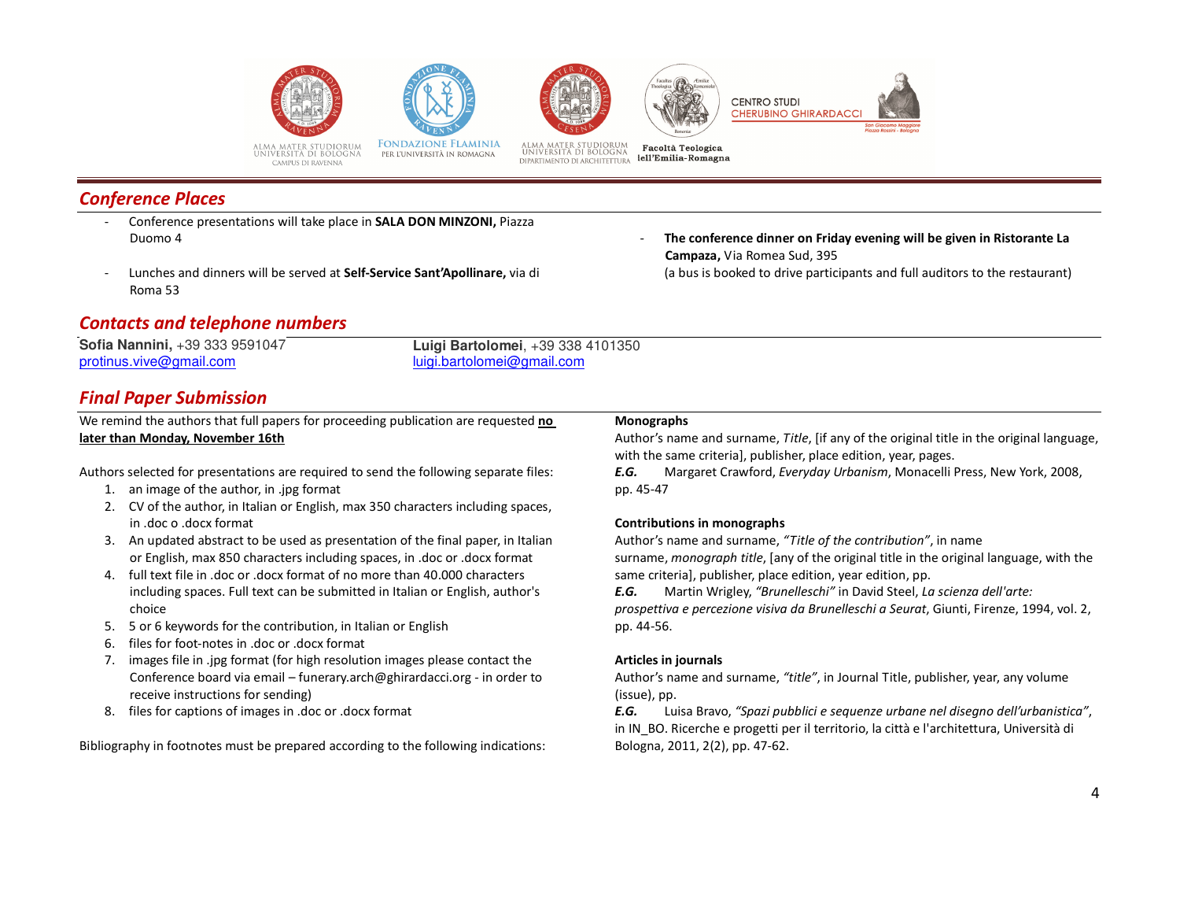## Conference Places

- Conference presentations will take place in **SALA DON MINZONI,** Piazza Duomo 4
- Lunches and dinners will be served at **Self-Service Sant'Apollinare,** via di Roma 53
- **The conference dinner on Friday evening will be given in Ristorante La Campaza,** Via Romea Sud, 395
  (a bus is booked to drive participants and full auditors to the restaurant)

## Contacts and telephone numbers

**Sofia Nannini,** +39 333 9591047
protinus.vive@gmail.com

**Luigi Bartolomei**, +39 338 4101350
luigi.bartolomei@gmail.com

## Final Paper Submission

We remind the authors that full papers for proceeding publication are requested **no later than Monday, November 16th**

Authors selected for presentations are required to send the following separate files:

1. an image of the author, in .jpg format
2. CV of the author, in Italian or English, max 350 characters including spaces, in .doc o .docx format
3. An updated abstract to be used as presentation of the final paper, in Italian or English, max 850 characters including spaces, in .doc or .docx format
4. full text file in .doc or .docx format of no more than 40.000 characters including spaces. Full text can be submitted in Italian or English, author's choice
5. 5 or 6 keywords for the contribution, in Italian or English
6. files for foot-notes in .doc or .docx format
7. images file in .jpg format (for high resolution images please contact the Conference board via email – funerary.arch@ghirardacci.org - in order to receive instructions for sending)
8. files for captions of images in .doc or .docx format

Bibliography in footnotes must be prepared according to the following indications:

**Monographs**

Author's name and surname, *Title*, [if any of the original title in the original language, with the same criteria], publisher, place edition, year, pages.

***E.G.*** Margaret Crawford, *Everyday Urbanism*, Monacelli Press, New York, 2008, pp. 45-47

**Contributions in monographs**

Author's name and surname, *"Title of the contribution"*, in name surname, *monograph title*, [any of the original title in the original language, with the same criteria], publisher, place edition, year edition, pp.

***E.G.*** Martin Wrigley, *"Brunelleschi"* in David Steel, *La scienza dell'arte: prospettiva e percezione visiva da Brunelleschi a Seurat*, Giunti, Firenze, 1994, vol. 2, pp. 44-56.

**Articles in journals**

Author's name and surname, *"title"*, in Journal Title, publisher, year, any volume (issue), pp.

***E.G.*** Luisa Bravo, *"Spazi pubblici e sequenze urbane nel disegno dell'urbanistica"*, in IN_BO. Ricerche e progetti per il territorio, la città e l'architettura, Università di Bologna, 2011, 2(2), pp. 47-62.